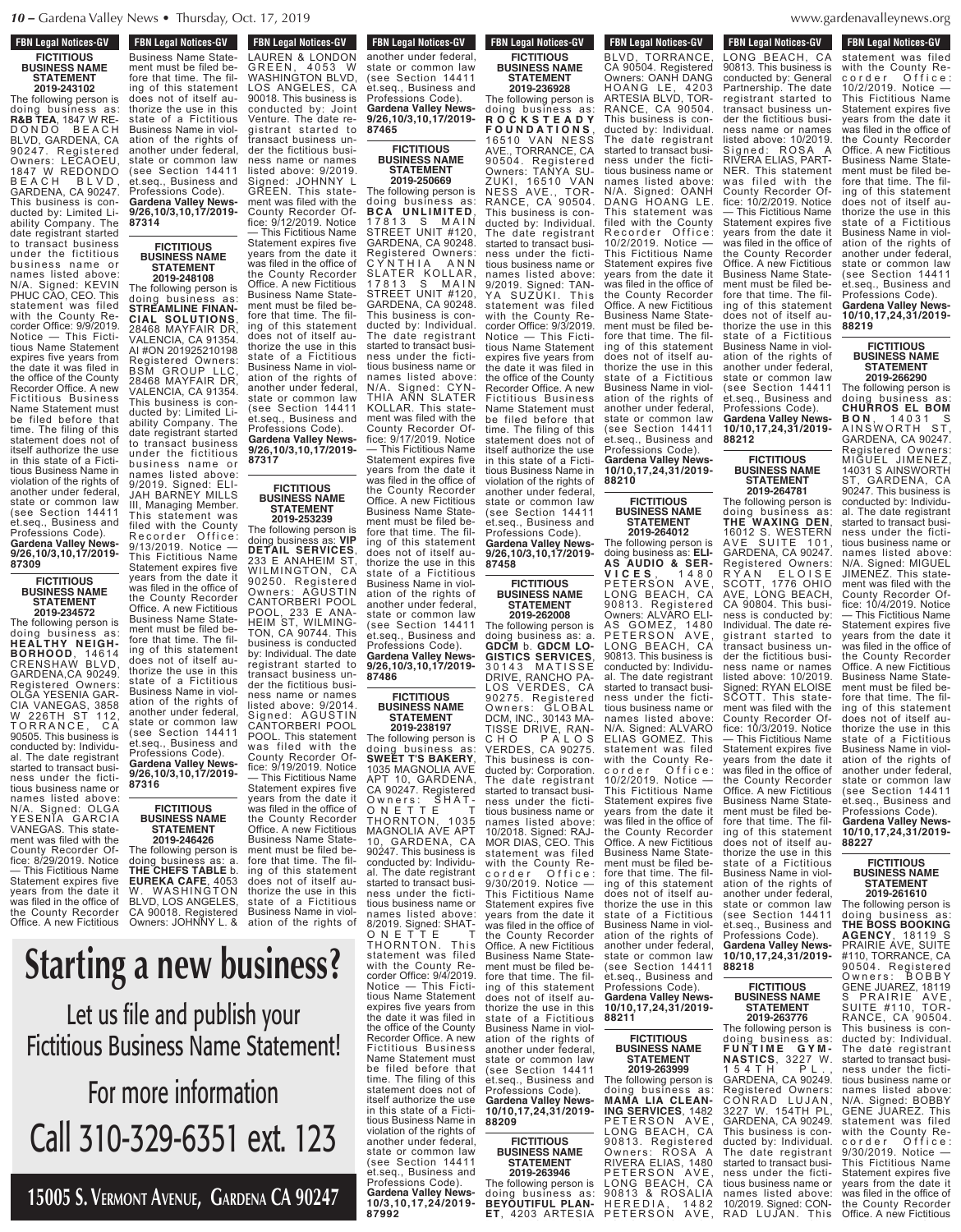FBN Legal Notices-GV

**FICTITIOUS BUSINESS NAME STATEMENT 2019-243102**

The following person is doing business as: **R&B TEA**, 1847 W REDONDO BEACH BLVD, GARDENA, CA 90247. Registered Owners: LECAOEU, 1847 W REDONDO BEACH BLVD, GARDENA, CA 90247. This business is conducted by: Limited Liability Company. The date registrant started to transact business under the fictitious business name or names listed above: N/A. Signed: KEVIN PHUC CAO, CEO. This statement was filed with the County Recorder Office: 9/9/2019. Notice — This Fictitious Name Statement expires five years from the date it was filed in the office of the County Recorder Office. A new Fictitious Business Name Statement must be filed before that time. The filing of this statement does not of itself authorize the use in this state of a Fictitious Business Name in violation of the rights of another under federal, state or common law (see Section 14411 et.seq., Business and Professions Code). **Gardena Valley News-9/26,10/3,10,17/2019-87309**

**FICTITIOUS BUSINESS NAME STATEMENT 2019-234572**

The following person is doing business as: **HEALTHY NEIGHBORHOOD**, 14614 CRENSHAW BLVD, GARDENA,CA 90249. Registered Owners: OLGA YESENIA GARCIA VANEGAS, 3858 W 226TH ST 112, TORRANCE, CA 90505. This business is conducted by: Individual. The date registrant started to transact business under the fictitious business name or names listed above: N/A. Signed: OLGA YESENIA GARCIA VANEGAS. This statement was filed with the County Recorder Office: 8/29/2019. Notice — This Fictitious Name Statement expires five years from the date it was filed in the office of the County Recorder Office. A new Fictitious Business Name Statement must be filed before that time. The filing of this statement does not of itself authorize the use in this state of a Fictitious Business Name in violation of the rights of another under federal, state or common law (see Section 14411 et.seq., Business and Professions Code). **Gardena Valley News-9/26,10/3,10,17/2019-87314**

**FICTITIOUS BUSINESS NAME STATEMENT 2019-248108**

The following person is doing business as: **STREAMLINE FINANCIAL SOLUTIONS**, 28468 MAYFAIR DR, VALENCIA, CA 91354. AI #ON 201925210198 Registered Owners: BSM GROUP LLC, 28468 MAYFAIR DR, VALENCIA, CA 91354. This business is conducted by: Limited Liability Company. The date registrant started to transact business under the fictitious business name or names listed above: 9/2019. Signed: ELIJAH BARNEY MILLS III, Managing Member. This statement was filed with the County Recorder Office: 9/13/2019. Notice — This Fictitious Name Statement expires five years from the date it was filed in the office of the County Recorder Office. A new Fictitious Business Name Statement must be filed before that time. The filing of this statement does not of itself authorize the use in this state of a Fictitious Business Name in violation of the rights of another under federal, state or common law (see Section 14411 et.seq., Business and Professions Code). **Gardena Valley News-9/26,10/3,10,17/2019-87316**

**FICTITIOUS BUSINESS NAME STATEMENT 2019-246426**

The following person is doing business as: a. **THE CHEFS TABLE** b. **EUREKA CAFE**, 4053 W. WASHINGTON BLVD, LOS ANGELES, CA 90018. Registered Owners: JOHNNY L. & LAUREN & LONDON GREEN, 4053 W WASHINGTON BLVD, LOS ANGELES, CA 90018. This business is conducted by: Joint Venture. The date registrant started to transact business under the fictitious business name or names listed above: 9/2019. Signed: JOHNNY L GREEN. This statement was filed with the County Recorder Office: 9/12/2019. Notice — This Fictitious Name Statement expires five years from the date it was filed in the office of the County Recorder Office. A new Fictitious Business Name Statement must be filed before that time. The filing of this statement does not of itself authorize the use in this state of a Fictitious Business Name in violation of the rights of another under federal, state or common law (see Section 14411 et.seq., Business and Professions Code). **Gardena Valley News-9/26,10/3,10,17/2019-87317**

**FICTITIOUS BUSINESS NAME STATEMENT 2019-253239**

The following person is doing business as: **VIP DETAIL SERVICES**, 233 E ANAHEIM ST, WILMINGTON, CA 90250. Registered Owners: AGUSTIN CANTORBERI POOL POOL, 233 E ANAHEIM ST, WILMINGTON, CA 90744. This business is conducted by: Individual. The date registrant started to transact business under the fictitious business name or names listed above: 9/2014. Signed: AGUSTIN CANTORBERI POOL POOL. This statement was filed with the County Recorder Office: 9/19/2019. Notice — This Fictitious Name Statement expires five years from the date it was filed in the office of the County Recorder Office. A new Fictitious Business Name Statement must be filed before that time. The filing of this statement does not of itself authorize the use in this state of a Fictitious Business Name in violation of the rights of another under federal, state or common law (see Section 14411 et.seq., Business and Professions Code). **Gardena Valley News-9/26,10/3,10,17/2019-87465**

**FICTITIOUS BUSINESS NAME STATEMENT 2019-250669**

The following person is doing business as: **BCA UNLIMITED**, 17813 S MAIN STREET UNIT #120, GARDENA, CA 90248. Registered Owners: CYNTHIA ANN SLATER KOLLAR, 17813 S MAIN STREET UNIT #120, GARDENA, CA 90248. This business is conducted by: Individual. The date registrant started to transact business under the fictitious business name or names listed above: N/A. Signed: CYNTHIA ANN SLATER KOLLAR. This statement was filed with the County Recorder Office: 9/17/2019. Notice — This Fictitious Name Statement expires five years from the date it was filed in the office of the County Recorder Office. A new Fictitious Business Name Statement must be filed before that time. The filing of this statement does not of itself authorize the use in this state of a Fictitious Business Name in violation of the rights of another under federal, state or common law (see Section 14411 et.seq., Business and Professions Code). **Gardena Valley News-9/26,10/3,10,17/2019-87486**

**FICTITIOUS BUSINESS NAME STATEMENT 2019-238197**

The following person is doing business as: **SWEET T'S BAKERY**, 1035 MAGNOLIA AVE APT 10, GARDENA, CA 90247. Registered Owners: SHATONETTE T THORNTON, 1035 MAGNOLIA AVE APT 10, GARDENA, CA 90247. This business is conducted by: Individual. The date registrant started to transact business under the fictitious business name or names listed above: 8/2019. Signed: SHATONETTE T THORNTON. This statement was filed with the County Recorder Office: 9/4/2019. Notice — This Fictitious Name Statement expires five years from the date it was filed in the office of the County Recorder Office. A new Fictitious Business Name Statement must be filed before that time. The filing of this statement does not of itself authorize the use in this state of a Fictitious Business Name in violation of the rights of another under federal, state or common law (see Section 14411 et.seq., Business and Professions Code). **Gardena Valley News-10/3,10,17,24/2019-87992**

**FICTITIOUS BUSINESS NAME STATEMENT 2019-236928**

The following person is doing business as: **ROCKSTEADY FOUNDATIONS**, 16510 VAN NESS AVE., TORRANCE, CA 90504. Registered Owners: TANYA SUZUKI, 16510 VAN NESS AVE., TORRANCE, CA 90504. This business is conducted by: Individual. The date registrant started to transact business under the fictitious business name or names listed above: 9/2019. Signed: TANYA SUZUKI. This statement was filed with the County Recorder Office: 9/3/2019. Notice — This Fictitious Name Statement expires five years from the date it was filed in the office of the County Recorder Office. A new Fictitious Business Name Statement must be filed before that time. The filing of this statement does not of itself authorize the use in this state of a Fictitious Business Name in violation of the rights of another under federal, state or common law (see Section 14411 et.seq., Business and Professions Code). **Gardena Valley News-9/26,10/3,10,17/2019-87458**

**FICTITIOUS BUSINESS NAME STATEMENT 2019-262008**

The following person is doing business as: a. **GDCM** b. **GDCM LOGISTICS SERVICES**, 30143 MATISSE DRIVE, RANCHO PALOS VERDES, CA 90275. Registered Owners: GLOBAL DCM, INC., 30143 MATISSE DRIVE, RANCHO PALOS VERDES, CA 90275. This business is conducted by: Corporation. The date registrant started to transact business under the fictitious business name or names listed above: 10/2018. Signed: RAJMOR DIAS, CEO. This statement was filed with the County Recorder Office: 9/30/2019. Notice — This Fictitious Name Statement expires five years from the date it was filed in the office of the County Recorder Office. A new Fictitious Business Name Statement must be filed before that time. The filing of this statement does not of itself authorize the use in this state of a Fictitious Business Name in violation of the rights of another under federal, state or common law (see Section 14411 et.seq., Business and Professions Code). **Gardena Valley News-10/10,17,24,31/2019-88209**

**FICTITIOUS BUSINESS NAME STATEMENT 2019-263946**

The following person is doing business as: **BEYOUTIFUL PLANET**, 4203 ARTESIA BLVD, TORRANCE, CA 90504. Registered Owners: OANH DANG HOANG LE, 4203 ARTESIA BLVD, TORRANCE, CA 90504. This business is conducted by: Individual. The date registrant started to transact business under the fictitious business name or names listed above: N/A. Signed: OANH DANG HOANG LE. This statement was filed with the County Recorder Office: 10/2/2019. Notice — This Fictitious Name Statement expires five years from the date it was filed in the office of the County Recorder Office. A new Fictitious Business Name Statement must be filed before that time. The filing of this statement does not of itself authorize the use in this state of a Fictitious Business Name in violation of the rights of another under federal, state or common law (see Section 14411 et.seq., Business and Professions Code). **Gardena Valley News-10/10,17,24,31/2019-88210**

**FICTITIOUS BUSINESS NAME STATEMENT 2019-264012**

The following person is doing business as: **ELIAS AUDIO & SERVICES**, 1480 PETERSON AVE, LONG BEACH, CA 90813. Registered Owners: ALVARO ELIAS GOMEZ, 1480 PETERSON AVE, LONG BEACH, CA 90813. This business is conducted by: Individual. The date registrant started to transact business under the fictitious business name or names listed above: N/A. Signed: ALVARO ELIAS GOMEZ. This statement was filed with the County Recorder Office: 10/2/2019. Notice — This Fictitious Name Statement expires five years from the date it was filed in the office of the County Recorder Office. A new Fictitious Business Name Statement must be filed before that time. The filing of this statement does not of itself authorize the use in this state of a Fictitious Business Name in violation of the rights of another under federal, state or common law (see Section 14411 et.seq., Business and Professions Code). **Gardena Valley News-10/10,17,24,31/2019-88211**

**FICTITIOUS BUSINESS NAME STATEMENT 2019-263999**

The following person is doing business as: **MAMA LIA CLEANING SERVICES**, 1482 PETERSON AVE, LONG BEACH, CA 90813. Registered Owners: ROSA A RIVERA ELIAS, 1480 PETERSON AVE, LONG BEACH, CA 90813 & ROSALIA HEREDIA, 1482 PETERSON AVE, LONG BEACH, CA 90813. This business is conducted by: General Partnership. The date registrant started to transact business under the fictitious business name or names listed above: 10/2019. Signed: ROSA A RIVERA ELIAS, PARTNER. This statement was filed with the County Recorder Office: 10/2/2019. Notice — This Fictitious Name Statement expires five years from the date it was filed in the office of the County Recorder Office. A new Fictitious Business Name Statement must be filed before that time. The filing of this statement does not of itself authorize the use in this state of a Fictitious Business Name in violation of the rights of another under federal, state or common law (see Section 14411 et.seq., Business and Professions Code). **Gardena Valley News-10/10,17,24,31/2019-88212**

**FICTITIOUS BUSINESS NAME STATEMENT 2019-264781**

The following person is doing business as: **THE WAXING DEN**, 16012 S. WESTERN AVE SUITE 101, GARDENA, CA 90247. Registered Owners: RYAN ELOISE SCOTT, 1776 OHIO AVE, LONG BEACH, CA 90804. This business is conducted by: Individual. The date registrant started to transact business under the fictitious business name or names listed above: 10/2019. Signed: RYAN ELOISE SCOTT. This statement was filed with the County Recorder Office: 10/3/2019. Notice — This Fictitious Name Statement expires five years from the date it was filed in the office of the County Recorder Office. A new Fictitious Business Name Statement must be filed before that time. The filing of this statement does not of itself authorize the use in this state of a Fictitious Business Name in violation of the rights of another under federal, state or common law (see Section 14411 et.seq., Business and Professions Code). **Gardena Valley News-10/10,17,24,31/2019-88218**

**FICTITIOUS BUSINESS NAME STATEMENT 2019-263776**

The following person is doing business as: **FUNTIME GYMNASTICS**, 3227 W. 154TH PL, GARDENA, CA 90249. Registered Owners: CONRAD LUJAN, 3227 W. 154TH PL, GARDENA, CA 90249. This business is conducted by: Individual. The date registrant started to transact business under the fictitious business name or names listed above: 10/2019. Signed: CONRAD LUJAN. This statement was filed with the County Recorder Office: 10/2/2019. Notice — This Fictitious Name Statement expires five years from the date it was filed in the office of the County Recorder Office. A new Fictitious Business Name Statement must be filed before that time. The filing of this statement does not of itself authorize the use in this state of a Fictitious Business Name in violation of the rights of another under federal, state or common law (see Section 14411 et.seq., Business and Professions Code). **Gardena Valley News-10/10,17,24,31/2019-88219**

**FICTITIOUS BUSINESS NAME STATEMENT 2019-266290**

The following person is doing business as: **CHURROS EL BOMBON**, 14031 S AINSWORTH ST, GARDENA, CA 90247. Registered Owners: MIGUEL JIMENEZ, 14031 S AINSWORTH ST, GARDENA, CA 90247. This business is conducted by: Individual. The date registrant started to transact business under the fictitious business name or names listed above: N/A. Signed: MIGUEL JIMENEZ. This statement was filed with the County Recorder Office: 10/4/2019. Notice — This Fictitious Name Statement expires five years from the date it was filed in the office of the County Recorder Office. A new Fictitious Business Name Statement must be filed before that time. The filing of this statement does not of itself authorize the use in this state of a Fictitious Business Name in violation of the rights of another under federal, state or common law (see Section 14411 et.seq., Business and Professions Code). **Gardena Valley News-10/10,17,24,31/2019-88227**

**FICTITIOUS BUSINESS NAME STATEMENT 2019-261610**

The following person is doing business as: **THE BOSS BOOKING AGENCY**, 18119 S PRAIRIE AVE, SUITE #110, TORRANCE, CA 90504. Registered Owners: BOBBY GENE JUAREZ, 18119 S PRAIRIE AVE, SUITE #110, TORRANCE, CA 90504. This business is conducted by: Individual. The date registrant started to transact business under the fictitious business name or names listed above: N/A. Signed: BOBBY GENE JUAREZ. This statement was filed with the County Recorder Office: 9/30/2019. Notice — This Fictitious Name Statement expires five years from the date it was filed in the office of the County Recorder Office. A new Fictitious

# Starting a new business?

Let us file and publish your Fictitious Business Name Statement!

For more information

Call 310-329-6351 ext. 123

**15005 S. Vermont Avenue, Gardena CA 90247**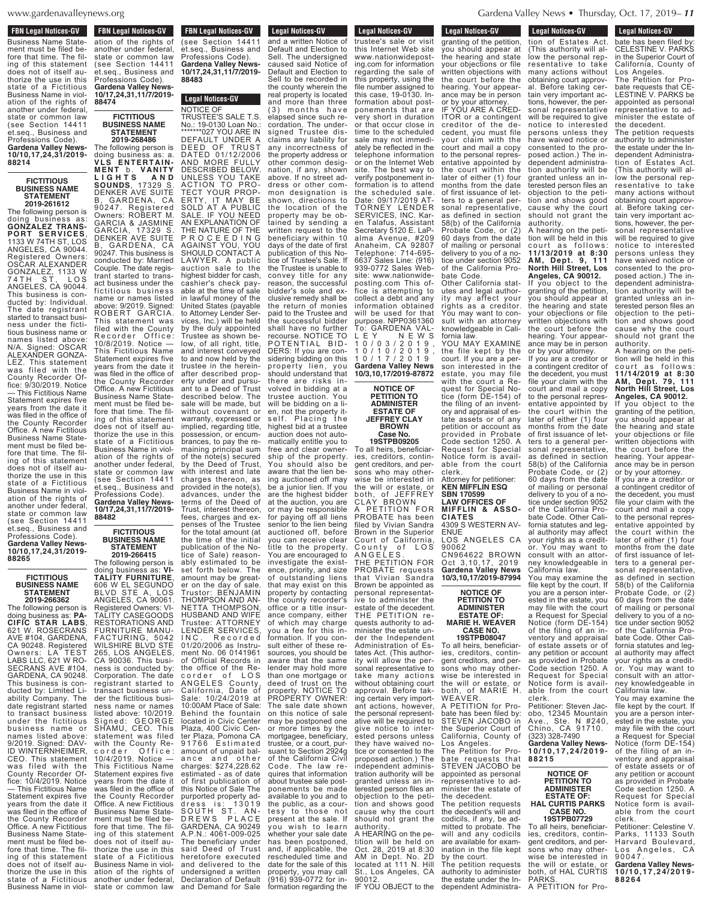**FBN Legal Notices-GV**

Business Name Statement must be filed before that time. The filing of this statement does not of itself authorize the use in this state of a Fictitious Business Name in violation of the rights of another under federal, state or common law (see Section 14411 et.seq., Business and Professions Code).
**Gardena Valley News-10/10,17,24,31/2019-88214**

**FICTITIOUS BUSINESS NAME STATEMENT 2019-261612**

The following person is doing business as: **GONZALEZ TRANSPORT SERVICES**, 1133 W 74TH ST, LOS ANGELES, CA 90044. Registered Owners: OSCAR ALEXANDER GONZALEZ, 1133 W 74TH ST, LOS ANGELES, CA 90044. This business is conducted by: Individual. The date registrant started to transact business under the fictitious business name or names listed above: N/A. Signed: OSCAR ALEXANDER GONZALEZ. This statement was filed with the County Recorder Office: 9/30/2019. Notice — This Fictitious Name Statement expires five years from the date it was filed in the office of the County Recorder Office. A new Fictitious Business Name Statement must be filed before that time. The filing of this statement does not of itself authorize the use in this state of a Fictitious Business Name in violation of the rights of another under federal, state or common law (see Section 14411 et.seq., Business and Professions Code).
**Gardena Valley News-10/10,17,24,31/2019-88265**

**FICTITIOUS BUSINESS NAME STATEMENT 2019-266362**

The following person is doing business as: **PACIFIC STAR LABS**, 621 W. ROSECRANS AVE #104, GARDENA, CA 90248. Registered Owners: LA TEST LABS LLC, 621 W ROSECRANS AVE #104, GARDENA, CA 90248. This business is conducted by: Limited Liability Company. The date registrant started to transact business under the fictitious business name or names listed above: 9/2019. Signed: DAVID WINTERNHEIMER, CEO. This statement was filed with the County Recorder Office: 10/4/2019. Notice — This Fictitious Name Statement expires five years from the date it was filed in the office of the County Recorder Office. A new Fictitious Business Name Statement must be filed before that time. The filing of this statement does not of itself authorize the use in this state of a Fictitious Business Name in violation of the rights of another under federal, state or common law (see Section 14411 et.seq., Business and Professions Code).
**Gardena Valley News-10/17,24,31,11/7/2019-88474**

**FICTITIOUS BUSINESS NAME STATEMENT 2019-268486**

The following person is doing business as: a. **VLS ENTERTAINMENT** b. **VANITY LIGHTS AND SOUNDS**, 17329 S. DENKER AVE SUITE B, GARDENA, CA 90247. Registered Owners: ROBERT M. GARCIA & JASMINE GARCIA, 17329 S. DENKER AVE SUITE B, GARDENA, CA 90247. This business is conducted by: Married Couple. The date registrant started to transact business under the fictitious business name or names listed above: 9/2019. Signed: ROBERT GARCIA. This statement was filed with the County Recorder Office: 10/8/2019. Notice — This Fictitious Name Statement expires five years from the date it was filed in the office of the County Recorder Office. A new Fictitious Business Name Statement must be filed before that time. The filing of this statement does not of itself authorize the use in this state of a Fictitious Business Name in violation of the rights of another under federal, state or common law (see Section 14411 et.seq., Business and Professions Code).
**Gardena Valley News-10/17,24,31,11/7/2019-88482**

**FICTITIOUS BUSINESS NAME STATEMENT 2019-266415**

The following person is doing business as: **VITALITY FURNITURE**, 606 W EL SEGUNDO BLVD STE A, LOS ANGELES, CA 90061. Registered Owners: VITALITY CASEGOODS RESTORATIONS AND FURNITURE MANUFACTURING, 5042 WILSHIRE BLVD STE 265, LOS ANGELES, CA 90036. This business is conducted by: Corporation. The date registrant started to transact business under the fictitious business name or names listed above: 10/2019. Signed: GEORGE SHAMU, CEO. This statement was filed with the County Recorder Office: 10/4/2019. Notice — This Fictitious Name Statement expires five years from the date it was filed in the office of the County Recorder Office. A new Fictitious Business Name Statement must be filed before that time. The filing of this statement does not of itself authorize the use in this state of a Fictitious Business Name in violation of the rights of another under federal, state or common law (see Section 14411 et.seq., Business and Professions Code).
**Gardena Valley News-10/17,24,31,11/7/2019-88483**

**Legal Notices-GV**

NOTICE OF TRUSTEE'S SALE T.S. No.: 19-0130 Loan No.: *******027 YOU ARE IN DEFAULT UNDER A DEED OF TRUST DATED 01/12/2006 AND MORE FULLY DESCRIBED BELOW. UNLESS YOU TAKE ACTION TO PROTECT YOUR PROPERTY, IT MAY BE SOLD AT A PUBLIC SALE. IF YOU NEED AN EXPLANATION OF THE NATURE OF THE PROCEEDING AGAINST YOU, YOU SHOULD CONTACT A LAWYER. A public auction sale to the highest bidder for cash, cashier's check payable at the time of sale in lawful money of the United States (payable to Attorney Lender Services, Inc.) will be held by the duly appointed Trustee as shown below, of all right, title, and interest conveyed to and now held by the trustee in the hereinafter described property under and pursuant to a Deed of Trust described below. The sale will be made, but without covenant or warranty, expressed or implied, regarding title, possession, or encumbrances, to pay the remaining principal sum of the note(s) secured by the Deed of Trust, with interest and late charges thereon, as provided in the note(s), advances, under the terms of the Deed of Trust, interest thereon, fees, charges and expenses of the Trustee for the total amount (at the time of the initial publication of the Notice of Sale) reasonably estimated to be set forth below. The amount may be greater on the day of sale. Trustor: BENJAMIN THOMPSON AND ANNETTA THOMPSON, HUSBAND AND WIFE Trustee: ATTORNEY LENDER SERVICES, INC. Recorded 01/20/2006 as Instrument No. 06 0141961 of Official Records in the office of the Recorder of LOS ANGELES County, California, Date of Sale: 10/24/2019 at 10:00AM Place of Sale: Behind the fountain located in Civic Center Plaza, 400 Civic Center Plaza, Pomona CA 91766 Estimated amount of unpaid balance and other charges: $274,228.62 estimated - as of date of first publication of this Notice of Sale The purported property address is: 13019 SOUTH ST. ANDREWS PLACE GARDENA, CA 90249 A.P.N.: 4061-009-025 The beneficiary under said Deed of Trust heretofore executed and delivered to the undersigned a written Declaration of Default and Demand for Sale and a written Notice of Default and Election to Sell. The undersigned caused said Notice of Default and Election to Sell to be recorded in the county wherein the real property is located and more than three (3) months have elapsed since such recordation. The undersigned Trustee disclaims any liability for any incorrectness of the property address or other common designation, if any, shown above. If no street address or other common designation is shown, directions to the location of the property may be obtained by sending a written request to the beneficiary within 10 days of the date of first publication of this Notice of Trustee's Sale. If the Trustee is unable to convey title for any reason, the successful bidder's sole and exclusive remedy shall be the return of monies paid to the Trustee and the successful bidder shall have no further recourse. NOTICE TO POTENTIAL BIDDERS: If you are considering bidding on this property lien, you should understand that there are risks involved in bidding at a trustee auction. You will be bidding on a lien, not the property itself. Placing the highest bid at a trustee auction does not automatically entitle you to free and clear ownership of the property. You should also be aware that the lien being auctioned off may be a junior lien. If you are the highest bidder at the auction, you are or may be responsible for paying off all liens senior to the lien being auctioned off, before you can receive clear title to the property. You are encouraged to investigate the existence, priority, and size of outstanding liens that may exist on this property by contacting the county recorder's office or a title insurance company, either of which may charge you a fee for this information. If you consult either of these resources, you should be aware that the same lender may hold more than one mortgage or deed of trust on the property. NOTICE TO PROPERTY OWNER: The sale date shown on this notice of sale may be postponed one or more times by the mortgagee, beneficiary, trustee, or a court, pursuant to Section 2924g of the California Civil Code. The law requires that information about trustee sale postponements be made available to you and to the public, as a courtesy to those not present at the sale. If you wish to learn whether your sale date has been postponed, and, if applicable, the rescheduled time and date for the sale of this property, you may call (916) 939-0772 for information regarding the trustee's sale or visit this Internet Web site www.nationwideposting.com for information regarding the sale of this property, using the file number assigned to this case, 19-0130. Information about postponements that are very short in duration or that occur close in time to the scheduled sale may not immediately be reflected in the telephone information or on the Internet Web site. The best way to verify postponement information is to attend the scheduled sale. Date: 09/17/2019 ATTORNEY LENDER SERVICES, INC. Karen Talafus, Assistant Secretary 5120 E. LaPalma Avenue, #209 Anaheim, CA 92807 Telephone: 714-695-6637 Sales Line: (916) 939-0772 Sales Website: www.nationwideposting.com This office is attempting to collect a debt and any information obtained will be used for that purpose. NPP0361360 To: GARDENA VALLEY NEWS 10/03/2019, 10/10/2019, 10/17/2019
**Gardena Valley News 10/3,10,17/2019-87872**

**NOTICE OF PETITION TO ADMINISTER ESTATE OF JEFFREY CLAY BROWN Case No. 19STPB09205**

To all heirs, beneficiaries, creditors, contingent creditors, and persons who may otherwise be interested in the will or estate, or both, of JEFFREY CLAY BROWN

A PETITION FOR PROBATE has been filed by Vivian Sandra Brown in the Superior Court of California, County of LOS ANGELES.

THE PETITION FOR PROBATE requests that Vivian Sandra Brown be appointed as personal representative to administer the estate of the decedent.

THE PETITION requests authority to administer the estate under the Independent Administration of Estates Act. (This authority will allow the personal representative to take many actions without obtaining court approval. Before taking certain very important actions, however, the personal representative will be required to give notice to interested persons unless they have waived notice or consented to the proposed action.) The independent administration authority will be granted unless an interested person files an objection to the petition and shows good cause why the court should not grant the authority.

A HEARING on the petition will be held on Oct. 28, 2019 at 8:30 AM in Dept. No. 2D located at 111 N. Hill St., Los Angeles, CA 90012.

IF YOU OBJECT to the granting of the petition, you should appear at the hearing and state your objections or file written objections with the court before the hearing. Your appearance may be in person or by your attorney.

IF YOU ARE A CREDITOR or a contingent creditor of the decedent, you must file your claim with the court and mail a copy to the personal representative appointed by the court within the later of either (1) four months from the date of first issuance of letters to a general personal representative, as defined in section 58(b) of the California Probate Code, or (2) 60 days from the date of mailing or personal delivery to you of a notice under section 9052 of the California Probate Code.

Other California statutes and legal authority may affect your rights as a creditor. You may want to consult with an attorney knowledgeable in California law.

YOU MAY EXAMINE the file kept by the court. If you are a person interested in the estate, you may file with the court a Request for Special Notice (form DE-154) of the filing of an inventory and appraisal of estate assets or of any petition or account as provided in Probate Code section 1250. A Request for Special Notice form is available from the court clerk.

Attorney for petitioner:
**KEN MIFFLIN ESQ SBN 170599**
**LAW OFFICES OF MIFFLIN & ASSOCIATES**
4309 S WESTERN AVENUE
LOS ANGELES CA 90062
CN964622 BROWN Oct 3,10,17, 2019
**Gardena Valley News 10/3,10,17/2019-87994**

**NOTICE OF PETITION TO ADMINISTER ESTATE OF: MARIE H. WEAVER CASE NO. 19STPB08047**

To all heirs, beneficiaries, creditors, contingent creditors, and persons who may otherwise be interested in the will or estate, or both, of MARIE H. WEAVER.

A PETITION for Probate has been filed by: STEVEN JACOBO in the Superior Court of California, County of Los Angeles.

The Petition for Probate requests that STEVEN JACOBO be appointed as personal representative to administer the estate of the decedent.

The petition requests the decedent's will and codicils, if any, be admitted to probate. The will and any codicils are available for examination in the file kept by the court.

The petition requests authority to administer the estate under the Independent Administration of Estates Act. (This authority will allow the personal representative to take many actions without obtaining court approval. Before taking certain very important actions, however, the personal representative will be required to give notice to interested persons unless they have waived notice or consented to the proposed action.) The independent administration authority will be granted unless an interested person files an objection to the petition and shows good cause why the court should not grant the authority.

A hearing on the petition will be held in this court as follows: **11/13/2019 at 8:30 AM, Dept. 9, 111 North Hill Street, Los Angeles, CA 90012.**

If you object to the granting of the petition, you should appear at the hearing and state your objections or file written objections with the court before the hearing. Your appearance may be in person or by your attorney.

If you are a creditor or a contingent creditor of the decedent, you must file your claim with the court and mail a copy to the personal representative appointed by the court within the later of either (1) four months from the date of first issuance of letters to a general personal representative, as defined in section 58(b) of the California Probate Code, or (2) 60 days from the date of mailing or personal delivery to you of a notice under section 9052 of the California Probate Code. Other California statutes and legal authority may affect your rights as a creditor. You may want to consult with an attorney knowledgeable in California law.

You may examine the file kept by the court. If you are a person interested in the estate, you may file with the court a Request for Special Notice (form DE-154) of the filing of an inventory and appraisal of estate assets or of any petition or account as provided in Probate Code section 1250. A Request for Special Notice form is available from the court clerk.

Petitioner: Steven Jacobo, 12345 Mountain Ave., Ste. N #240, Chino, CA 91710. (323) 328-7490
**Gardena Valley News-10/10,17,24/2019-88215**

**NOTICE OF PETITION TO ADMINISTER ESTATE OF: HAL CURTIS PARKS CASE NO. 19STPB07729**

To all heirs, beneficiaries, creditors, contingent creditors, and persons who may otherwise be interested in the will or estate, or both, of HAL CURTIS PARKS.

A PETITION for Probate has been filed by: CELESTINE V. PARKS in the Superior Court of California, County of Los Angeles.

The Petition for Probate requests that CELESTINE V. PARKS be appointed as personal representative to administer the estate of the decedent.

The petition requests authority to administer the estate under the Independent Administration of Estates Act. (This authority will allow the personal representative to take many actions without obtaining court approval. Before taking certain very important actions, however, the personal representative will be required to give notice to interested persons unless they have waived notice or consented to the proposed action.) The independent administration authority will be granted unless an interested person files an objection to the petition and shows good cause why the court should not grant the authority.

A hearing on the petition will be held in this court as follows: **11/14/2019 at 8:30 AM, Dept. 79, 111 North Hill Street, Los Angeles, CA 90012.**

If you object to the granting of the petition, you should appear at the hearing and state your objections or file written objections with the court before the hearing. Your appearance may be in person or by your attorney.

If you are a creditor or a contingent creditor of the decedent, you must file your claim with the court and mail a copy to the personal representative appointed by the court within the later of either (1) four months from the date of first issuance of letters to a general personal representative, as defined in section 58(b) of the California Probate Code, or (2) 60 days from the date of mailing or personal delivery to you of a notice under section 9052 of the California Probate Code. Other California statutes and legal authority may affect your rights as a creditor. You may want to consult with an attorney knowledgeable in California law.

You may examine the file kept by the court. If you are a person interested in the estate, you may file with the court a Request for Special Notice (form DE-154) of the filing of an inventory and appraisal of estate assets or of any petition or account as provided in Probate Code section 1250. A Request for Special Notice form is available from the court clerk.

Petitioner: Celestine V. Parks, 11133 South Harvard Boulevard, Los Angeles, CA 90047.
**Gardena Valley News-10/10,17,24/2019-88264**